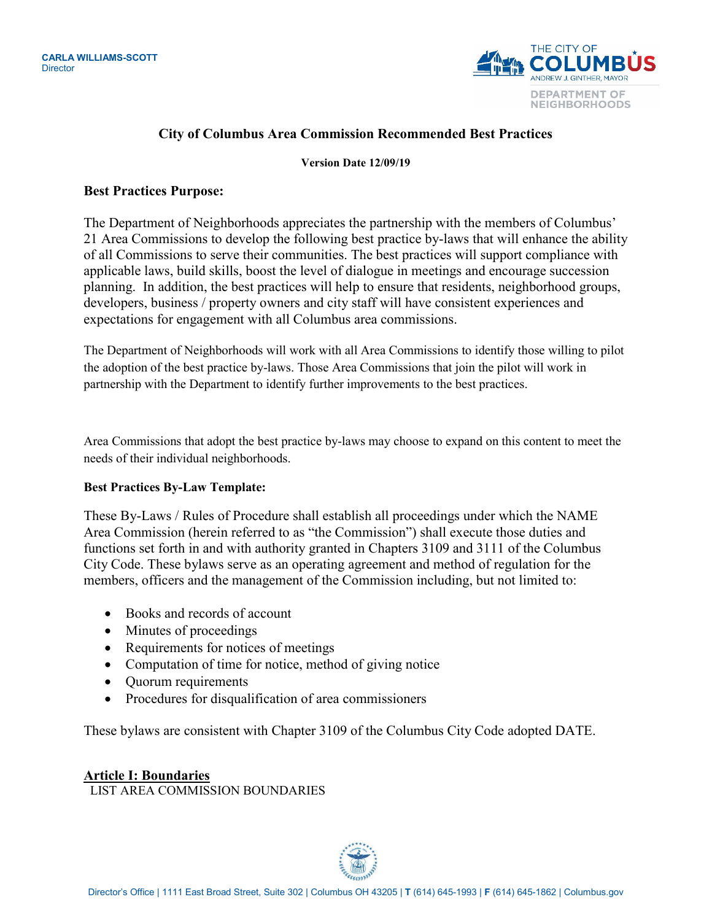CARLA WILLIAMS-SCOTT
Director

THE CITY OF COLUMBUS
ANDREW J. GINTHER, MAYOR
DEPARTMENT OF NEIGHBORHOODS

# City of Columbus Area Commission Recommended Best Practices

**Version Date 12/09/19**

## Best Practices Purpose:

The Department of Neighborhoods appreciates the partnership with the members of Columbus' 21 Area Commissions to develop the following best practice by-laws that will enhance the ability of all Commissions to serve their communities. The best practices will support compliance with applicable laws, build skills, boost the level of dialogue in meetings and encourage succession planning. In addition, the best practices will help to ensure that residents, neighborhood groups, developers, business / property owners and city staff will have consistent experiences and expectations for engagement with all Columbus area commissions.

The Department of Neighborhoods will work with all Area Commissions to identify those willing to pilot the adoption of the best practice by-laws. Those Area Commissions that join the pilot will work in partnership with the Department to identify further improvements to the best practices.

Area Commissions that adopt the best practice by-laws may choose to expand on this content to meet the needs of their individual neighborhoods.

### Best Practices By-Law Template:

These By-Laws / Rules of Procedure shall establish all proceedings under which the NAME Area Commission (herein referred to as "the Commission") shall execute those duties and functions set forth in and with authority granted in Chapters 3109 and 3111 of the Columbus City Code. These bylaws serve as an operating agreement and method of regulation for the members, officers and the management of the Commission including, but not limited to:

- Books and records of account
- Minutes of proceedings
- Requirements for notices of meetings
- Computation of time for notice, method of giving notice
- Quorum requirements
- Procedures for disqualification of area commissioners

These bylaws are consistent with Chapter 3109 of the Columbus City Code adopted DATE.

## Article I: Boundaries

LIST AREA COMMISSION BOUNDARIES

Director's Office | 1111 East Broad Street, Suite 302 | Columbus OH 43205 | **T** (614) 645-1993 | **F** (614) 645-1862 | Columbus.gov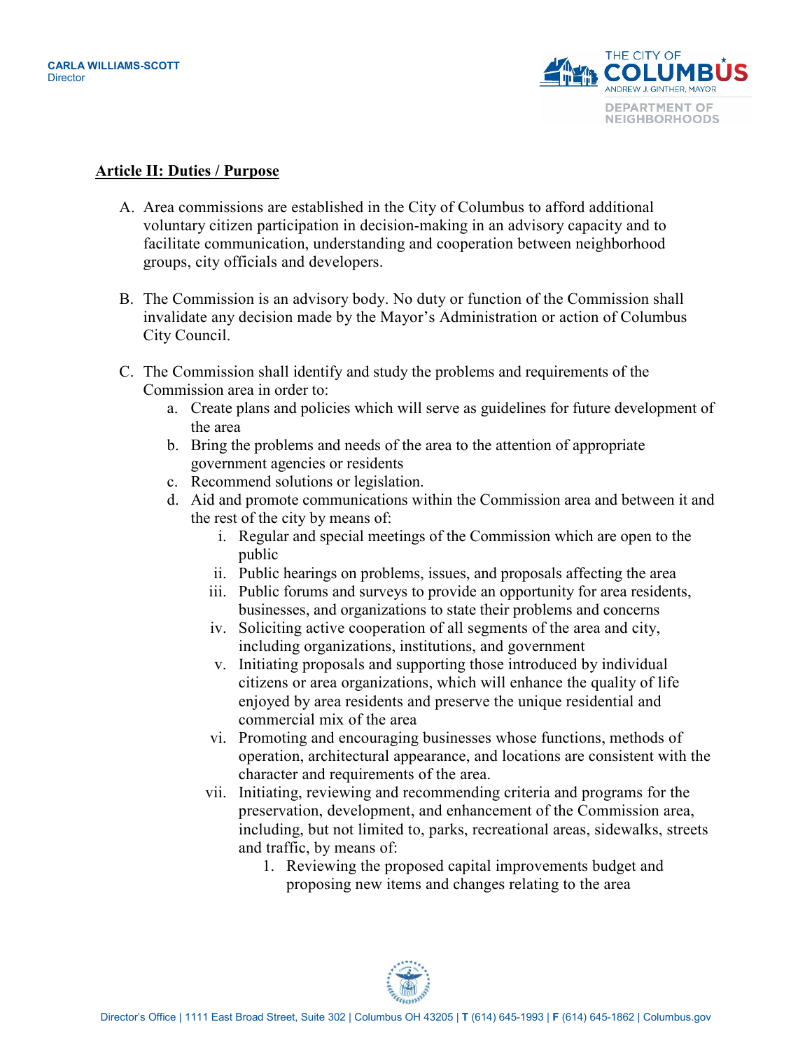## Article II: Duties / Purpose

A. Area commissions are established in the City of Columbus to afford additional voluntary citizen participation in decision-making in an advisory capacity and to facilitate communication, understanding and cooperation between neighborhood groups, city officials and developers.

B. The Commission is an advisory body. No duty or function of the Commission shall invalidate any decision made by the Mayor's Administration or action of Columbus City Council.

C. The Commission shall identify and study the problems and requirements of the Commission area in order to:
   a. Create plans and policies which will serve as guidelines for future development of the area
   b. Bring the problems and needs of the area to the attention of appropriate government agencies or residents
   c. Recommend solutions or legislation.
   d. Aid and promote communications within the Commission area and between it and the rest of the city by means of:
      i. Regular and special meetings of the Commission which are open to the public
      ii. Public hearings on problems, issues, and proposals affecting the area
      iii. Public forums and surveys to provide an opportunity for area residents, businesses, and organizations to state their problems and concerns
      iv. Soliciting active cooperation of all segments of the area and city, including organizations, institutions, and government
      v. Initiating proposals and supporting those introduced by individual citizens or area organizations, which will enhance the quality of life enjoyed by area residents and preserve the unique residential and commercial mix of the area
      vi. Promoting and encouraging businesses whose functions, methods of operation, architectural appearance, and locations are consistent with the character and requirements of the area.
      vii. Initiating, reviewing and recommending criteria and programs for the preservation, development, and enhancement of the Commission area, including, but not limited to, parks, recreational areas, sidewalks, streets and traffic, by means of:
         1. Reviewing the proposed capital improvements budget and proposing new items and changes relating to the area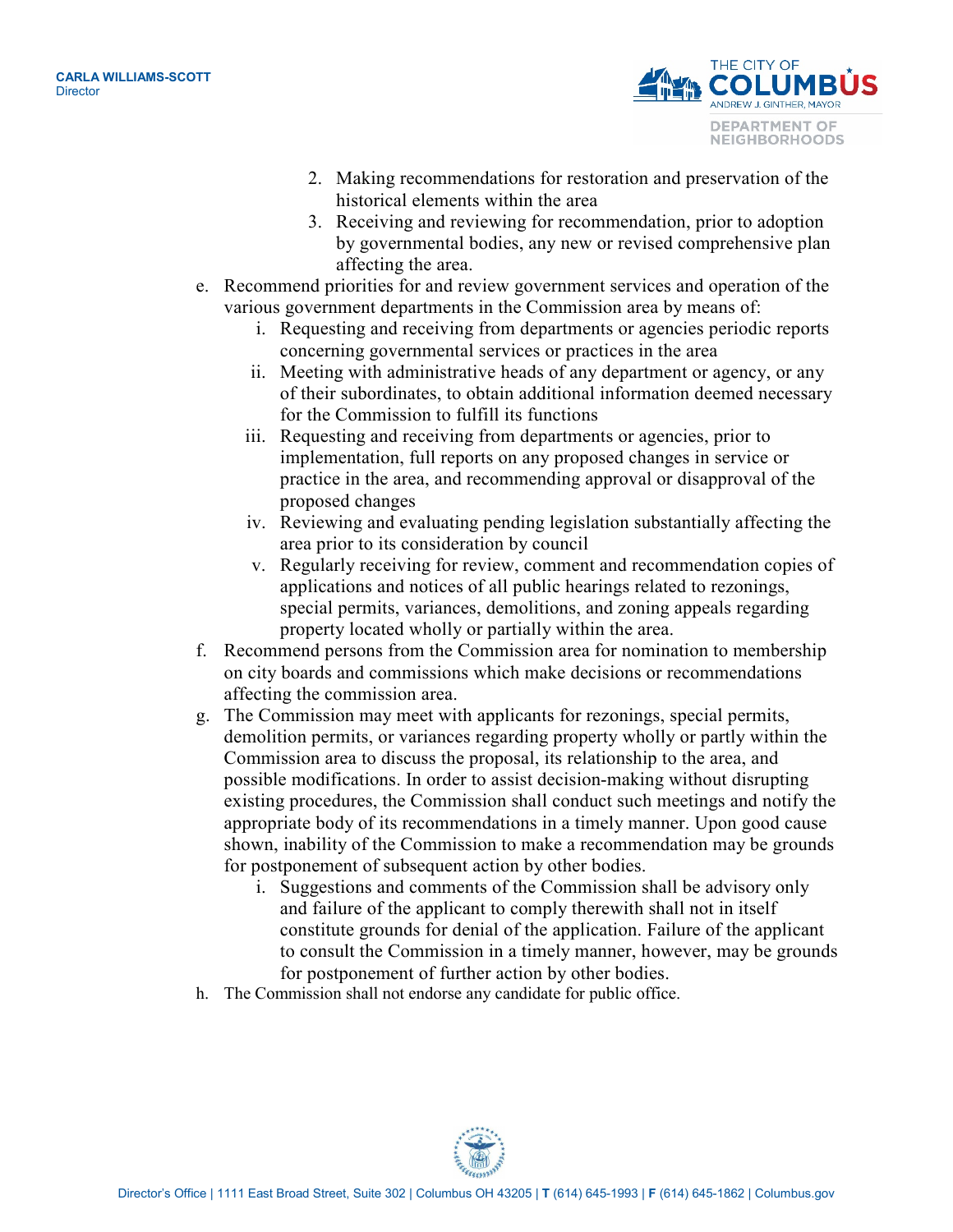2. Making recommendations for restoration and preservation of the historical elements within the area
3. Receiving and reviewing for recommendation, prior to adoption by governmental bodies, any new or revised comprehensive plan affecting the area.

e. Recommend priorities for and review government services and operation of the various government departments in the Commission area by means of:
    i. Requesting and receiving from departments or agencies periodic reports concerning governmental services or practices in the area
    ii. Meeting with administrative heads of any department or agency, or any of their subordinates, to obtain additional information deemed necessary for the Commission to fulfill its functions
    iii. Requesting and receiving from departments or agencies, prior to implementation, full reports on any proposed changes in service or practice in the area, and recommending approval or disapproval of the proposed changes
    iv. Reviewing and evaluating pending legislation substantially affecting the area prior to its consideration by council
    v. Regularly receiving for review, comment and recommendation copies of applications and notices of all public hearings related to rezonings, special permits, variances, demolitions, and zoning appeals regarding property located wholly or partially within the area.

f. Recommend persons from the Commission area for nomination to membership on city boards and commissions which make decisions or recommendations affecting the commission area.

g. The Commission may meet with applicants for rezonings, special permits, demolition permits, or variances regarding property wholly or partly within the Commission area to discuss the proposal, its relationship to the area, and possible modifications. In order to assist decision-making without disrupting existing procedures, the Commission shall conduct such meetings and notify the appropriate body of its recommendations in a timely manner. Upon good cause shown, inability of the Commission to make a recommendation may be grounds for postponement of subsequent action by other bodies.
    i. Suggestions and comments of the Commission shall be advisory only and failure of the applicant to comply therewith shall not in itself constitute grounds for denial of the application. Failure of the applicant to consult the Commission in a timely manner, however, may be grounds for postponement of further action by other bodies.

h. The Commission shall not endorse any candidate for public office.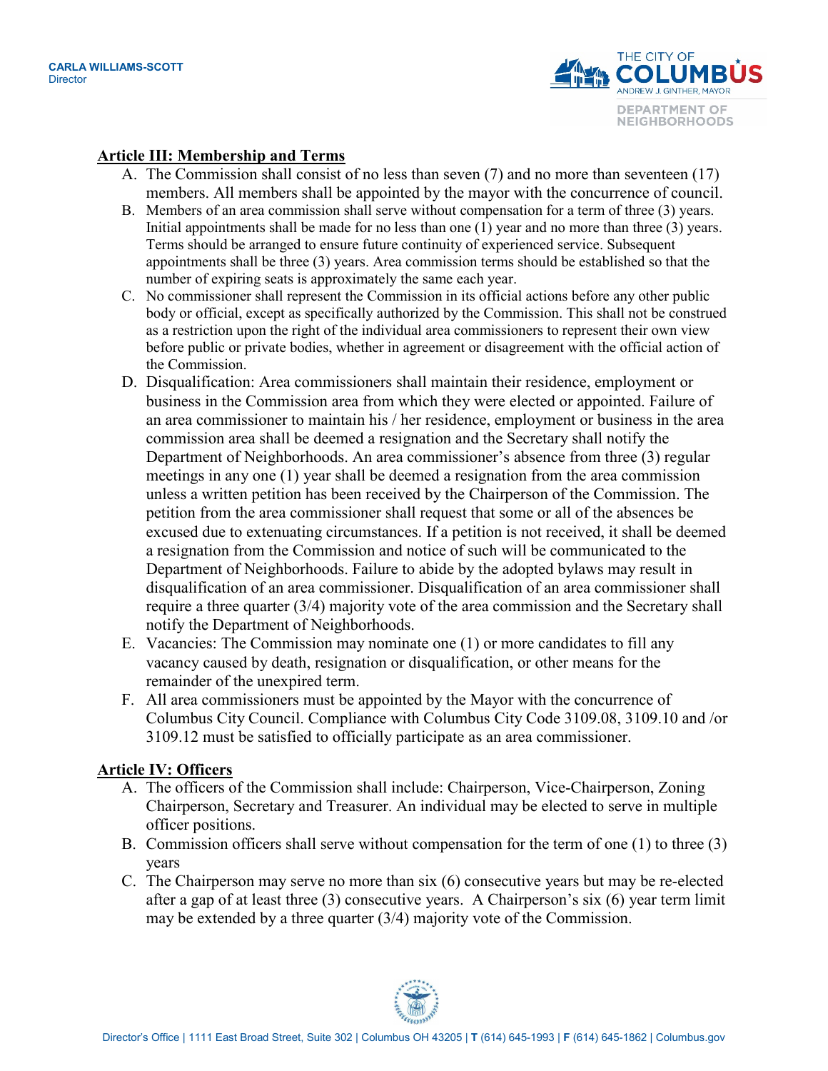## Article III: Membership and Terms

A. The Commission shall consist of no less than seven (7) and no more than seventeen (17) members. All members shall be appointed by the mayor with the concurrence of council.

B. Members of an area commission shall serve without compensation for a term of three (3) years. Initial appointments shall be made for no less than one (1) year and no more than three (3) years. Terms should be arranged to ensure future continuity of experienced service. Subsequent appointments shall be three (3) years. Area commission terms should be established so that the number of expiring seats is approximately the same each year.

C. No commissioner shall represent the Commission in its official actions before any other public body or official, except as specifically authorized by the Commission. This shall not be construed as a restriction upon the right of the individual area commissioners to represent their own view before public or private bodies, whether in agreement or disagreement with the official action of the Commission.

D. Disqualification: Area commissioners shall maintain their residence, employment or business in the Commission area from which they were elected or appointed. Failure of an area commissioner to maintain his / her residence, employment or business in the area commission area shall be deemed a resignation and the Secretary shall notify the Department of Neighborhoods. An area commissioner's absence from three (3) regular meetings in any one (1) year shall be deemed a resignation from the area commission unless a written petition has been received by the Chairperson of the Commission. The petition from the area commissioner shall request that some or all of the absences be excused due to extenuating circumstances. If a petition is not received, it shall be deemed a resignation from the Commission and notice of such will be communicated to the Department of Neighborhoods. Failure to abide by the adopted bylaws may result in disqualification of an area commissioner. Disqualification of an area commissioner shall require a three quarter (3/4) majority vote of the area commission and the Secretary shall notify the Department of Neighborhoods.

E. Vacancies: The Commission may nominate one (1) or more candidates to fill any vacancy caused by death, resignation or disqualification, or other means for the remainder of the unexpired term.

F. All area commissioners must be appointed by the Mayor with the concurrence of Columbus City Council. Compliance with Columbus City Code 3109.08, 3109.10 and /or 3109.12 must be satisfied to officially participate as an area commissioner.

## Article IV: Officers

A. The officers of the Commission shall include: Chairperson, Vice-Chairperson, Zoning Chairperson, Secretary and Treasurer. An individual may be elected to serve in multiple officer positions.

B. Commission officers shall serve without compensation for the term of one (1) to three (3) years

C. The Chairperson may serve no more than six (6) consecutive years but may be re-elected after a gap of at least three (3) consecutive years. A Chairperson's six (6) year term limit may be extended by a three quarter (3/4) majority vote of the Commission.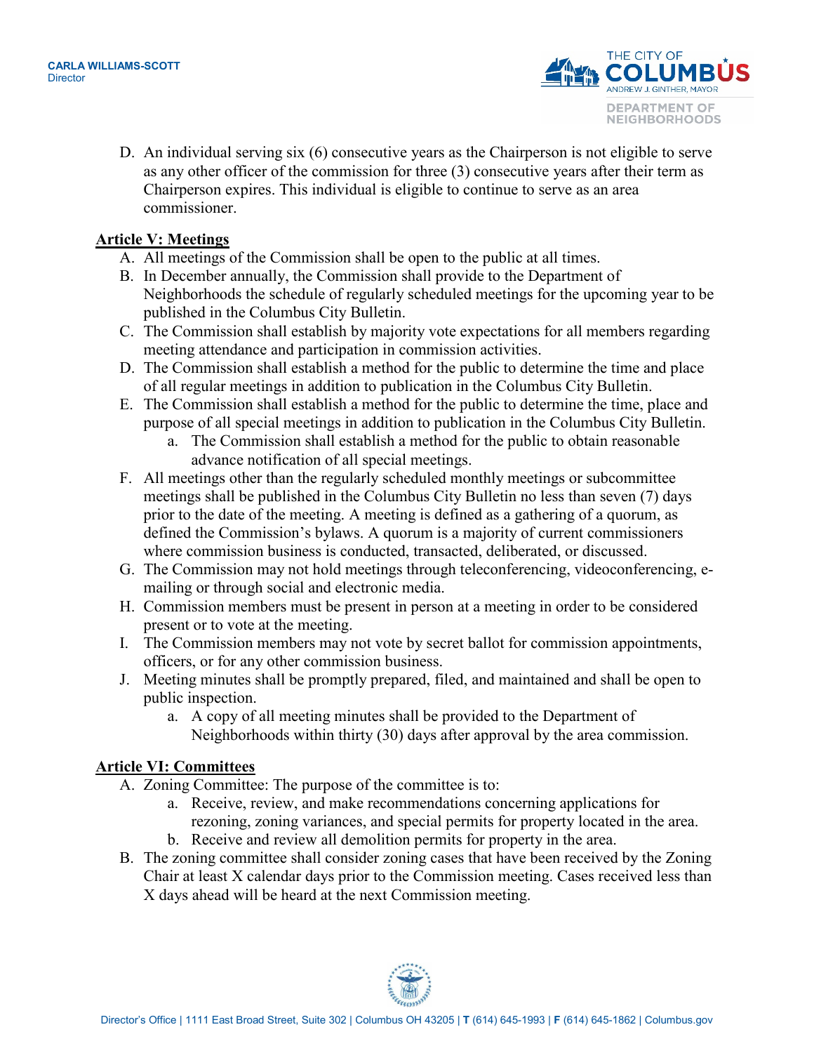D. An individual serving six (6) consecutive years as the Chairperson is not eligible to serve as any other officer of the commission for three (3) consecutive years after their term as Chairperson expires. This individual is eligible to continue to serve as an area commissioner.

## Article V: Meetings

A. All meetings of the Commission shall be open to the public at all times.

B. In December annually, the Commission shall provide to the Department of Neighborhoods the schedule of regularly scheduled meetings for the upcoming year to be published in the Columbus City Bulletin.

C. The Commission shall establish by majority vote expectations for all members regarding meeting attendance and participation in commission activities.

D. The Commission shall establish a method for the public to determine the time and place of all regular meetings in addition to publication in the Columbus City Bulletin.

E. The Commission shall establish a method for the public to determine the time, place and purpose of all special meetings in addition to publication in the Columbus City Bulletin.
   a. The Commission shall establish a method for the public to obtain reasonable advance notification of all special meetings.

F. All meetings other than the regularly scheduled monthly meetings or subcommittee meetings shall be published in the Columbus City Bulletin no less than seven (7) days prior to the date of the meeting. A meeting is defined as a gathering of a quorum, as defined the Commission's bylaws. A quorum is a majority of current commissioners where commission business is conducted, transacted, deliberated, or discussed.

G. The Commission may not hold meetings through teleconferencing, videoconferencing, e-mailing or through social and electronic media.

H. Commission members must be present in person at a meeting in order to be considered present or to vote at the meeting.

I. The Commission members may not vote by secret ballot for commission appointments, officers, or for any other commission business.

J. Meeting minutes shall be promptly prepared, filed, and maintained and shall be open to public inspection.
   a. A copy of all meeting minutes shall be provided to the Department of Neighborhoods within thirty (30) days after approval by the area commission.

## Article VI: Committees

A. Zoning Committee: The purpose of the committee is to:
   a. Receive, review, and make recommendations concerning applications for rezoning, zoning variances, and special permits for property located in the area.
   b. Receive and review all demolition permits for property in the area.

B. The zoning committee shall consider zoning cases that have been received by the Zoning Chair at least X calendar days prior to the Commission meeting. Cases received less than X days ahead will be heard at the next Commission meeting.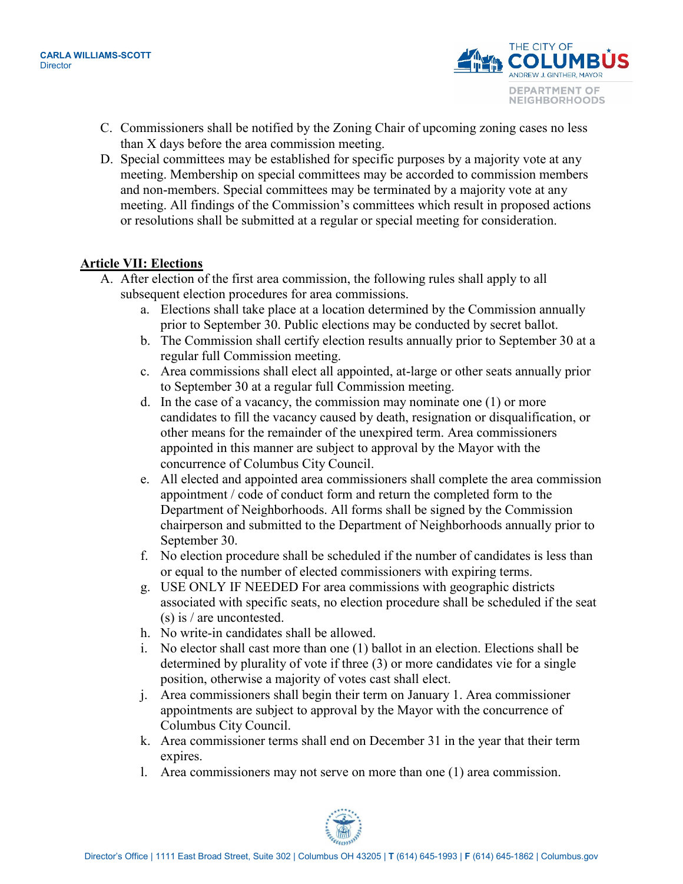C. Commissioners shall be notified by the Zoning Chair of upcoming zoning cases no less than X days before the area commission meeting.

D. Special committees may be established for specific purposes by a majority vote at any meeting. Membership on special committees may be accorded to commission members and non-members. Special committees may be terminated by a majority vote at any meeting. All findings of the Commission's committees which result in proposed actions or resolutions shall be submitted at a regular or special meeting for consideration.

## Article VII: Elections

A. After election of the first area commission, the following rules shall apply to all subsequent election procedures for area commissions.
   a. Elections shall take place at a location determined by the Commission annually prior to September 30. Public elections may be conducted by secret ballot.
   b. The Commission shall certify election results annually prior to September 30 at a regular full Commission meeting.
   c. Area commissions shall elect all appointed, at-large or other seats annually prior to September 30 at a regular full Commission meeting.
   d. In the case of a vacancy, the commission may nominate one (1) or more candidates to fill the vacancy caused by death, resignation or disqualification, or other means for the remainder of the unexpired term. Area commissioners appointed in this manner are subject to approval by the Mayor with the concurrence of Columbus City Council.
   e. All elected and appointed area commissioners shall complete the area commission appointment / code of conduct form and return the completed form to the Department of Neighborhoods. All forms shall be signed by the Commission chairperson and submitted to the Department of Neighborhoods annually prior to September 30.
   f. No election procedure shall be scheduled if the number of candidates is less than or equal to the number of elected commissioners with expiring terms.
   g. USE ONLY IF NEEDED For area commissions with geographic districts associated with specific seats, no election procedure shall be scheduled if the seat (s) is / are uncontested.
   h. No write-in candidates shall be allowed.
   i. No elector shall cast more than one (1) ballot in an election. Elections shall be determined by plurality of vote if three (3) or more candidates vie for a single position, otherwise a majority of votes cast shall elect.
   j. Area commissioners shall begin their term on January 1. Area commissioner appointments are subject to approval by the Mayor with the concurrence of Columbus City Council.
   k. Area commissioner terms shall end on December 31 in the year that their term expires.
   l. Area commissioners may not serve on more than one (1) area commission.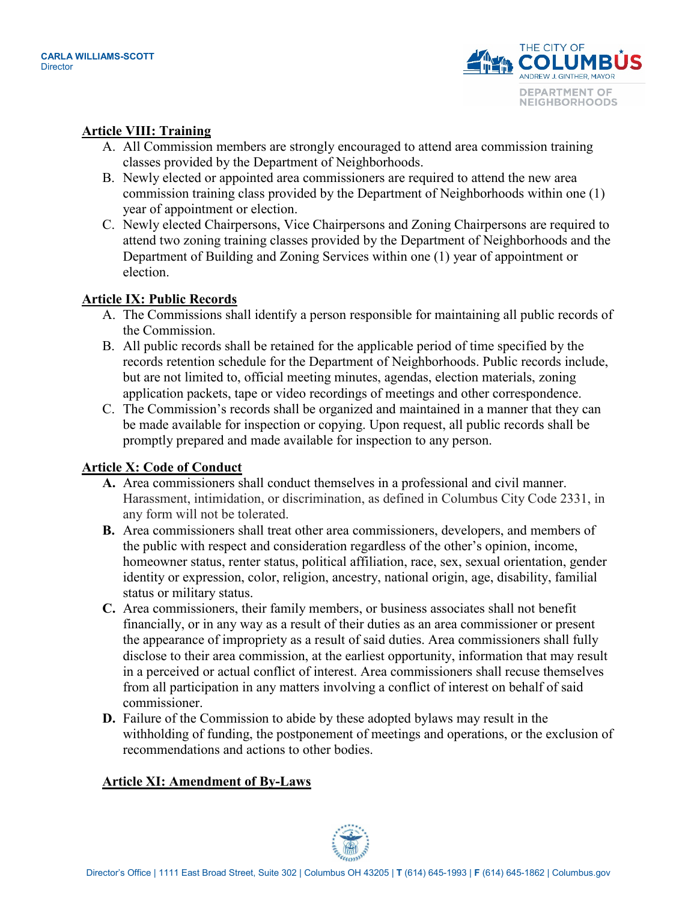## Article VIII: Training

A. All Commission members are strongly encouraged to attend area commission training classes provided by the Department of Neighborhoods.

B. Newly elected or appointed area commissioners are required to attend the new area commission training class provided by the Department of Neighborhoods within one (1) year of appointment or election.

C. Newly elected Chairpersons, Vice Chairpersons and Zoning Chairpersons are required to attend two zoning training classes provided by the Department of Neighborhoods and the Department of Building and Zoning Services within one (1) year of appointment or election.

## Article IX: Public Records

A. The Commissions shall identify a person responsible for maintaining all public records of the Commission.

B. All public records shall be retained for the applicable period of time specified by the records retention schedule for the Department of Neighborhoods. Public records include, but are not limited to, official meeting minutes, agendas, election materials, zoning application packets, tape or video recordings of meetings and other correspondence.

C. The Commission's records shall be organized and maintained in a manner that they can be made available for inspection or copying. Upon request, all public records shall be promptly prepared and made available for inspection to any person.

## Article X: Code of Conduct

**A.** Area commissioners shall conduct themselves in a professional and civil manner. Harassment, intimidation, or discrimination, as defined in Columbus City Code 2331, in any form will not be tolerated.

**B.** Area commissioners shall treat other area commissioners, developers, and members of the public with respect and consideration regardless of the other's opinion, income, homeowner status, renter status, political affiliation, race, sex, sexual orientation, gender identity or expression, color, religion, ancestry, national origin, age, disability, familial status or military status.

**C.** Area commissioners, their family members, or business associates shall not benefit financially, or in any way as a result of their duties as an area commissioner or present the appearance of impropriety as a result of said duties. Area commissioners shall fully disclose to their area commission, at the earliest opportunity, information that may result in a perceived or actual conflict of interest. Area commissioners shall recuse themselves from all participation in any matters involving a conflict of interest on behalf of said commissioner.

**D.** Failure of the Commission to abide by these adopted bylaws may result in the withholding of funding, the postponement of meetings and operations, or the exclusion of recommendations and actions to other bodies.

## Article XI: Amendment of By-Laws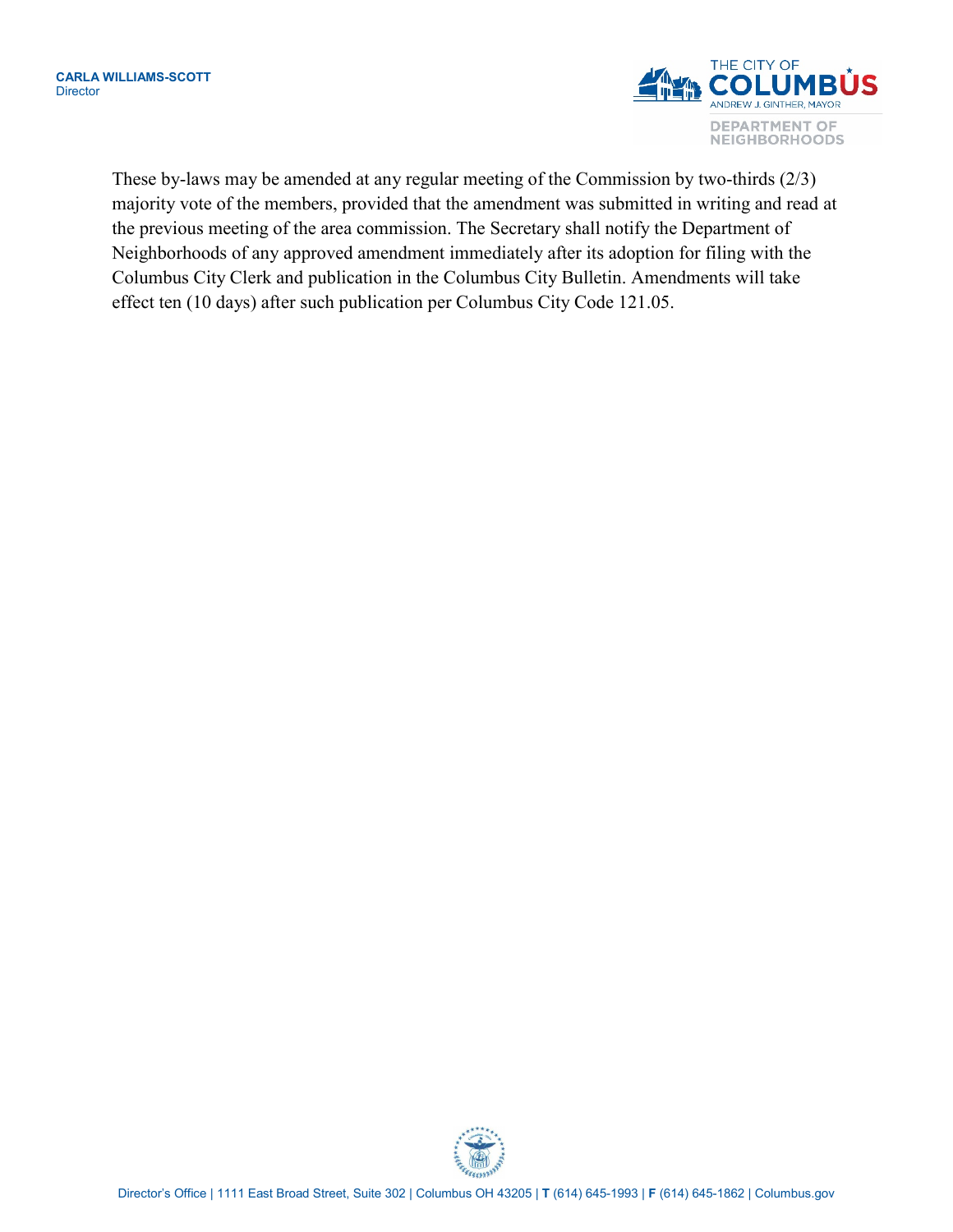These by-laws may be amended at any regular meeting of the Commission by two-thirds (2/3) majority vote of the members, provided that the amendment was submitted in writing and read at the previous meeting of the area commission. The Secretary shall notify the Department of Neighborhoods of any approved amendment immediately after its adoption for filing with the Columbus City Clerk and publication in the Columbus City Bulletin. Amendments will take effect ten (10 days) after such publication per Columbus City Code 121.05.